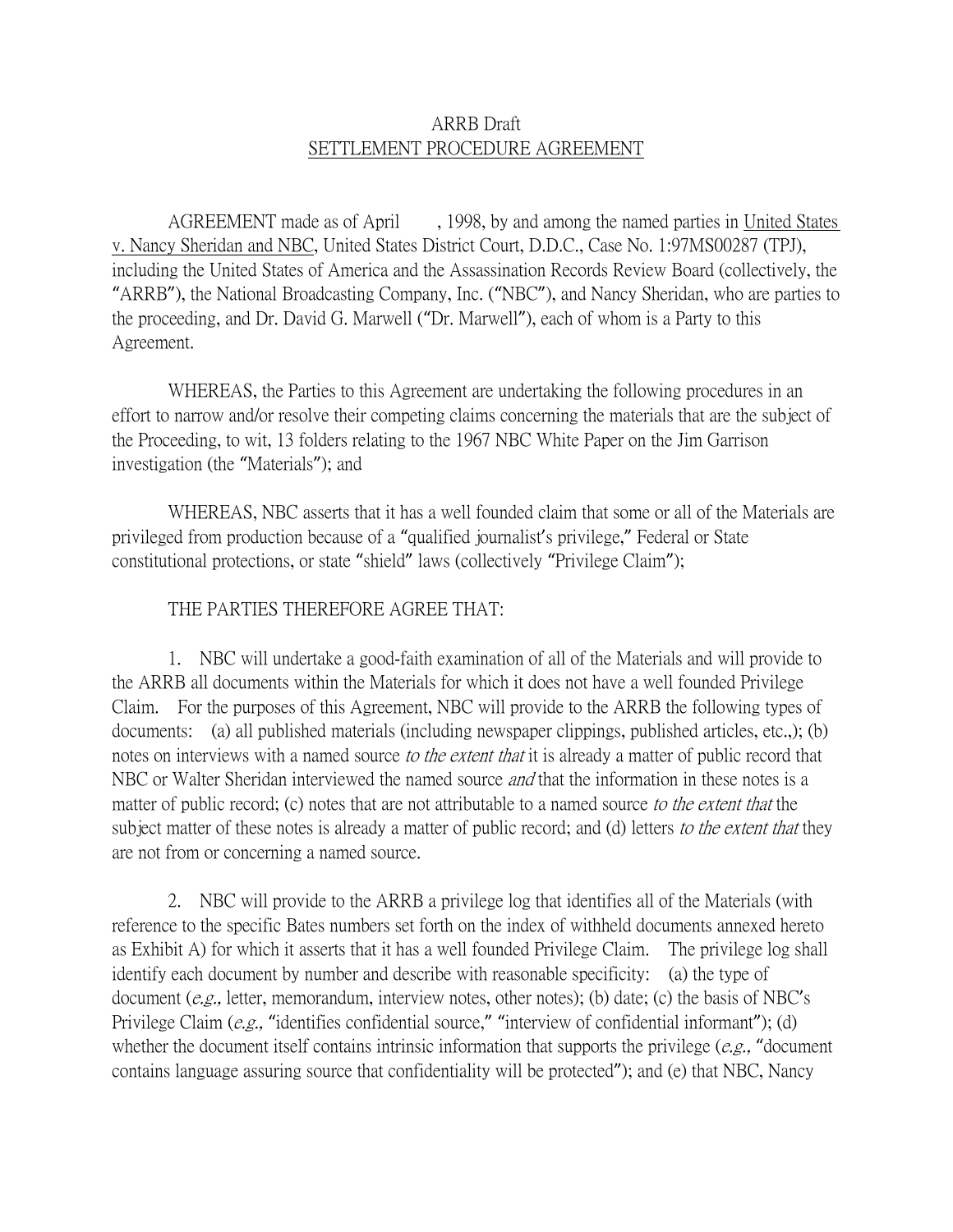ARRB Draft

<u>SETTLEMENT PROCEDURE AGREEMENT</u>

AGREEMENT made as of April , 1998, by and among the named parties in <u>United States v. Nancy Sheridan and NBC</u>, United States District Court, D.D.C., Case No. 1:97MS00287 (TPJ), including the United States of America and the Assassination Records Review Board (collectively, the "ARRB"), the National Broadcasting Company, Inc. ("NBC"), and Nancy Sheridan, who are parties to the proceeding, and Dr. David G. Marwell ("Dr. Marwell"), each of whom is a Party to this Agreement.

WHEREAS, the Parties to this Agreement are undertaking the following procedures in an effort to narrow and/or resolve their competing claims concerning the materials that are the subject of the Proceeding, to wit, 13 folders relating to the 1967 NBC White Paper on the Jim Garrison investigation (the "Materials"); and

WHEREAS, NBC asserts that it has a well founded claim that some or all of the Materials are privileged from production because of a "qualified journalist's privilege," Federal or State constitutional protections, or state "shield" laws (collectively "Privilege Claim");

THE PARTIES THEREFORE AGREE THAT:

1. NBC will undertake a good-faith examination of all of the Materials and will provide to the ARRB all documents within the Materials for which it does not have a well founded Privilege Claim. For the purposes of this Agreement, NBC will provide to the ARRB the following types of documents: (a) all published materials (including newspaper clippings, published articles, etc.,); (b) notes on interviews with a named source *to the extent that* it is already a matter of public record that NBC or Walter Sheridan interviewed the named source *and* that the information in these notes is a matter of public record; (c) notes that are not attributable to a named source *to the extent that* the subject matter of these notes is already a matter of public record; and (d) letters *to the extent that* they are not from or concerning a named source.

2. NBC will provide to the ARRB a privilege log that identifies all of the Materials (with reference to the specific Bates numbers set forth on the index of withheld documents annexed hereto as Exhibit A) for which it asserts that it has a well founded Privilege Claim. The privilege log shall identify each document by number and describe with reasonable specificity: (a) the type of document (*e.g.,* letter, memorandum, interview notes, other notes); (b) date; (c) the basis of NBC's Privilege Claim (*e.g.,* "identifies confidential source," "interview of confidential informant"); (d) whether the document itself contains intrinsic information that supports the privilege (*e.g.,* "document contains language assuring source that confidentiality will be protected"); and (e) that NBC, Nancy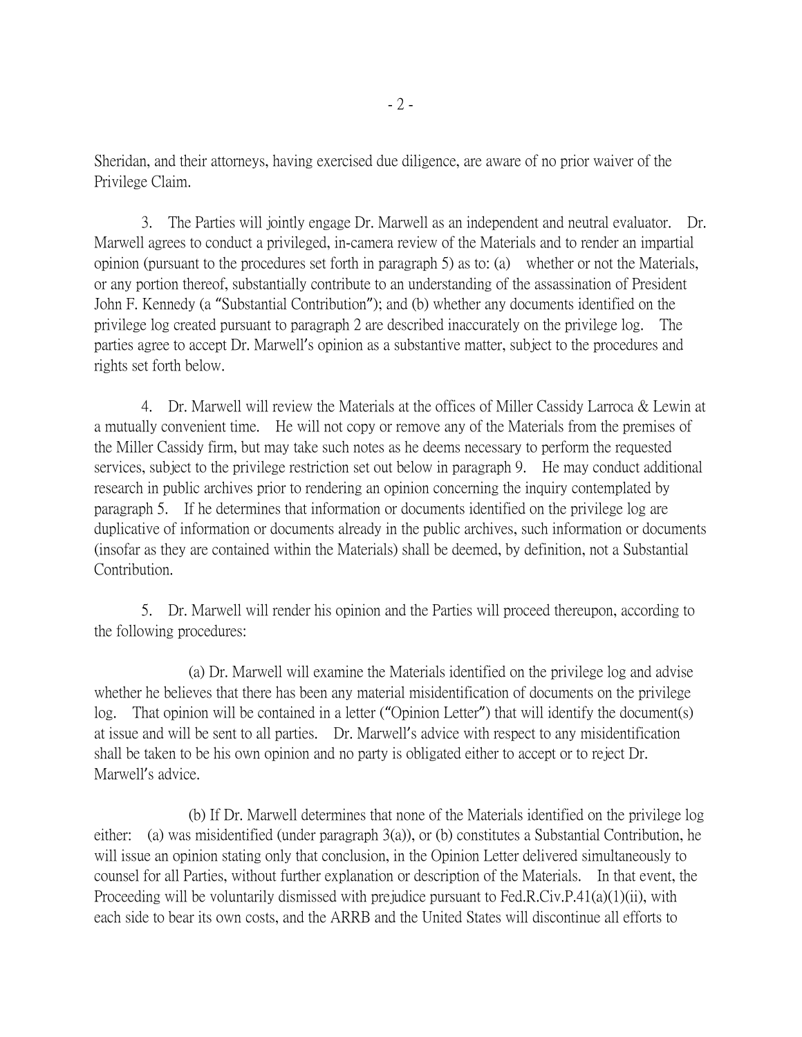Sheridan, and their attorneys, having exercised due diligence, are aware of no prior waiver of the Privilege Claim.

3. The Parties will jointly engage Dr. Marwell as an independent and neutral evaluator. Dr. Marwell agrees to conduct a privileged, in-camera review of the Materials and to render an impartial opinion (pursuant to the procedures set forth in paragraph 5) as to: (a) whether or not the Materials, or any portion thereof, substantially contribute to an understanding of the assassination of President John F. Kennedy (a "Substantial Contribution"); and (b) whether any documents identified on the privilege log created pursuant to paragraph 2 are described inaccurately on the privilege log. The parties agree to accept Dr. Marwell's opinion as a substantive matter, subject to the procedures and rights set forth below.

4. Dr. Marwell will review the Materials at the offices of Miller Cassidy Larroca & Lewin at a mutually convenient time. He will not copy or remove any of the Materials from the premises of the Miller Cassidy firm, but may take such notes as he deems necessary to perform the requested services, subject to the privilege restriction set out below in paragraph 9. He may conduct additional research in public archives prior to rendering an opinion concerning the inquiry contemplated by paragraph 5. If he determines that information or documents identified on the privilege log are duplicative of information or documents already in the public archives, such information or documents (insofar as they are contained within the Materials) shall be deemed, by definition, not a Substantial Contribution.

5. Dr. Marwell will render his opinion and the Parties will proceed thereupon, according to the following procedures:

(a) Dr. Marwell will examine the Materials identified on the privilege log and advise whether he believes that there has been any material misidentification of documents on the privilege log. That opinion will be contained in a letter ("Opinion Letter") that will identify the document(s) at issue and will be sent to all parties. Dr. Marwell's advice with respect to any misidentification shall be taken to be his own opinion and no party is obligated either to accept or to reject Dr. Marwell's advice.

(b) If Dr. Marwell determines that none of the Materials identified on the privilege log either: (a) was misidentified (under paragraph 3(a)), or (b) constitutes a Substantial Contribution, he will issue an opinion stating only that conclusion, in the Opinion Letter delivered simultaneously to counsel for all Parties, without further explanation or description of the Materials. In that event, the Proceeding will be voluntarily dismissed with prejudice pursuant to Fed.R.Civ.P.41(a)(1)(ii), with each side to bear its own costs, and the ARRB and the United States will discontinue all efforts to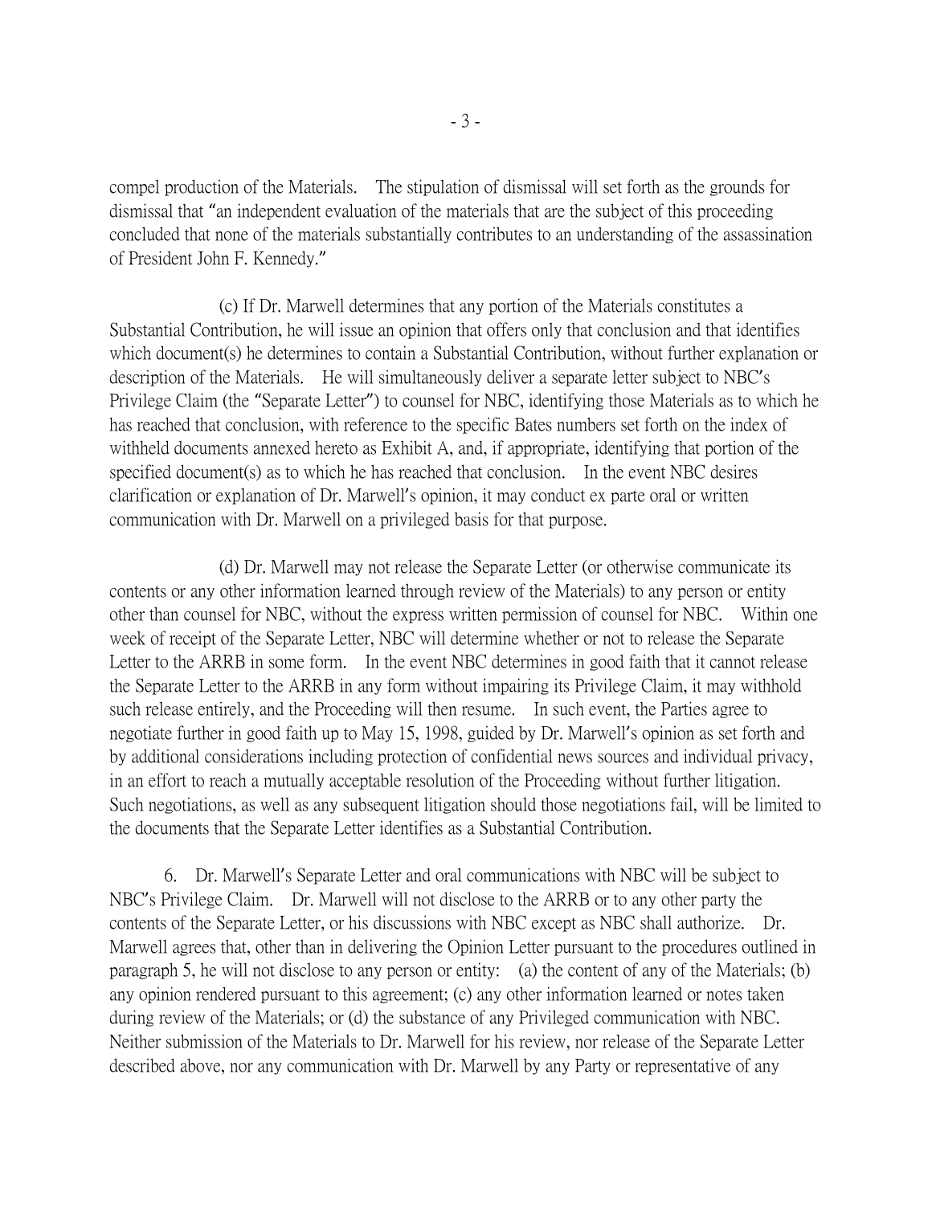compel production of the Materials. The stipulation of dismissal will set forth as the grounds for dismissal that "an independent evaluation of the materials that are the subject of this proceeding concluded that none of the materials substantially contributes to an understanding of the assassination of President John F. Kennedy."

(c) If Dr. Marwell determines that any portion of the Materials constitutes a Substantial Contribution, he will issue an opinion that offers only that conclusion and that identifies which document(s) he determines to contain a Substantial Contribution, without further explanation or description of the Materials. He will simultaneously deliver a separate letter subject to NBC's Privilege Claim (the "Separate Letter") to counsel for NBC, identifying those Materials as to which he has reached that conclusion, with reference to the specific Bates numbers set forth on the index of withheld documents annexed hereto as Exhibit A, and, if appropriate, identifying that portion of the specified document(s) as to which he has reached that conclusion. In the event NBC desires clarification or explanation of Dr. Marwell's opinion, it may conduct ex parte oral or written communication with Dr. Marwell on a privileged basis for that purpose.

(d) Dr. Marwell may not release the Separate Letter (or otherwise communicate its contents or any other information learned through review of the Materials) to any person or entity other than counsel for NBC, without the express written permission of counsel for NBC. Within one week of receipt of the Separate Letter, NBC will determine whether or not to release the Separate Letter to the ARRB in some form. In the event NBC determines in good faith that it cannot release the Separate Letter to the ARRB in any form without impairing its Privilege Claim, it may withhold such release entirely, and the Proceeding will then resume. In such event, the Parties agree to negotiate further in good faith up to May 15, 1998, guided by Dr. Marwell's opinion as set forth and by additional considerations including protection of confidential news sources and individual privacy, in an effort to reach a mutually acceptable resolution of the Proceeding without further litigation. Such negotiations, as well as any subsequent litigation should those negotiations fail, will be limited to the documents that the Separate Letter identifies as a Substantial Contribution.

6. Dr. Marwell's Separate Letter and oral communications with NBC will be subject to NBC's Privilege Claim. Dr. Marwell will not disclose to the ARRB or to any other party the contents of the Separate Letter, or his discussions with NBC except as NBC shall authorize. Dr. Marwell agrees that, other than in delivering the Opinion Letter pursuant to the procedures outlined in paragraph 5, he will not disclose to any person or entity: (a) the content of any of the Materials; (b) any opinion rendered pursuant to this agreement; (c) any other information learned or notes taken during review of the Materials; or (d) the substance of any Privileged communication with NBC. Neither submission of the Materials to Dr. Marwell for his review, nor release of the Separate Letter described above, nor any communication with Dr. Marwell by any Party or representative of any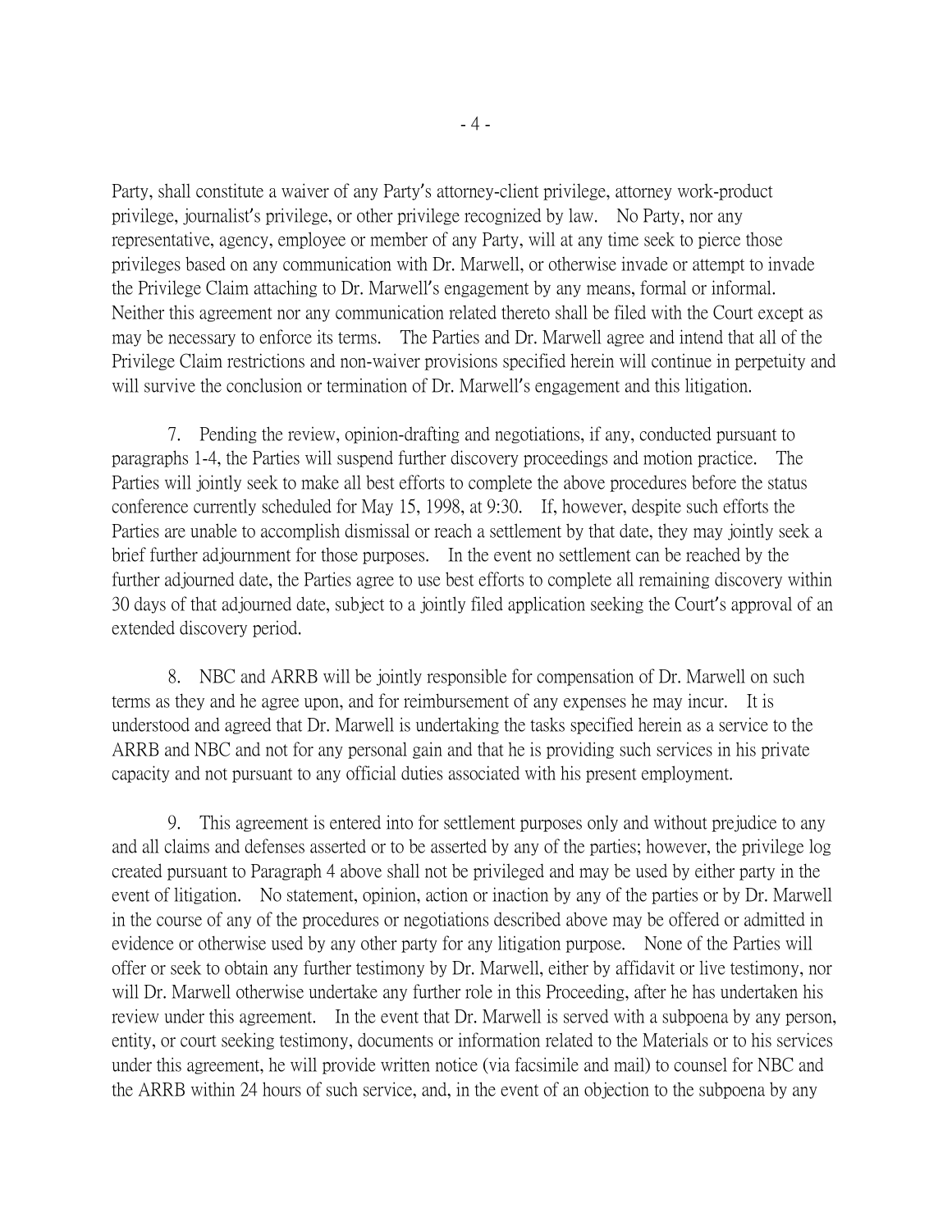Party, shall constitute a waiver of any Party's attorney-client privilege, attorney work-product privilege, journalist's privilege, or other privilege recognized by law. No Party, nor any representative, agency, employee or member of any Party, will at any time seek to pierce those privileges based on any communication with Dr. Marwell, or otherwise invade or attempt to invade the Privilege Claim attaching to Dr. Marwell's engagement by any means, formal or informal. Neither this agreement nor any communication related thereto shall be filed with the Court except as may be necessary to enforce its terms. The Parties and Dr. Marwell agree and intend that all of the Privilege Claim restrictions and non-waiver provisions specified herein will continue in perpetuity and will survive the conclusion or termination of Dr. Marwell's engagement and this litigation.

7. Pending the review, opinion-drafting and negotiations, if any, conducted pursuant to paragraphs 1-4, the Parties will suspend further discovery proceedings and motion practice. The Parties will jointly seek to make all best efforts to complete the above procedures before the status conference currently scheduled for May 15, 1998, at 9:30. If, however, despite such efforts the Parties are unable to accomplish dismissal or reach a settlement by that date, they may jointly seek a brief further adjournment for those purposes. In the event no settlement can be reached by the further adjourned date, the Parties agree to use best efforts to complete all remaining discovery within 30 days of that adjourned date, subject to a jointly filed application seeking the Court's approval of an extended discovery period.

8. NBC and ARRB will be jointly responsible for compensation of Dr. Marwell on such terms as they and he agree upon, and for reimbursement of any expenses he may incur. It is understood and agreed that Dr. Marwell is undertaking the tasks specified herein as a service to the ARRB and NBC and not for any personal gain and that he is providing such services in his private capacity and not pursuant to any official duties associated with his present employment.

9. This agreement is entered into for settlement purposes only and without prejudice to any and all claims and defenses asserted or to be asserted by any of the parties; however, the privilege log created pursuant to Paragraph 4 above shall not be privileged and may be used by either party in the event of litigation. No statement, opinion, action or inaction by any of the parties or by Dr. Marwell in the course of any of the procedures or negotiations described above may be offered or admitted in evidence or otherwise used by any other party for any litigation purpose. None of the Parties will offer or seek to obtain any further testimony by Dr. Marwell, either by affidavit or live testimony, nor will Dr. Marwell otherwise undertake any further role in this Proceeding, after he has undertaken his review under this agreement. In the event that Dr. Marwell is served with a subpoena by any person, entity, or court seeking testimony, documents or information related to the Materials or to his services under this agreement, he will provide written notice (via facsimile and mail) to counsel for NBC and the ARRB within 24 hours of such service, and, in the event of an objection to the subpoena by any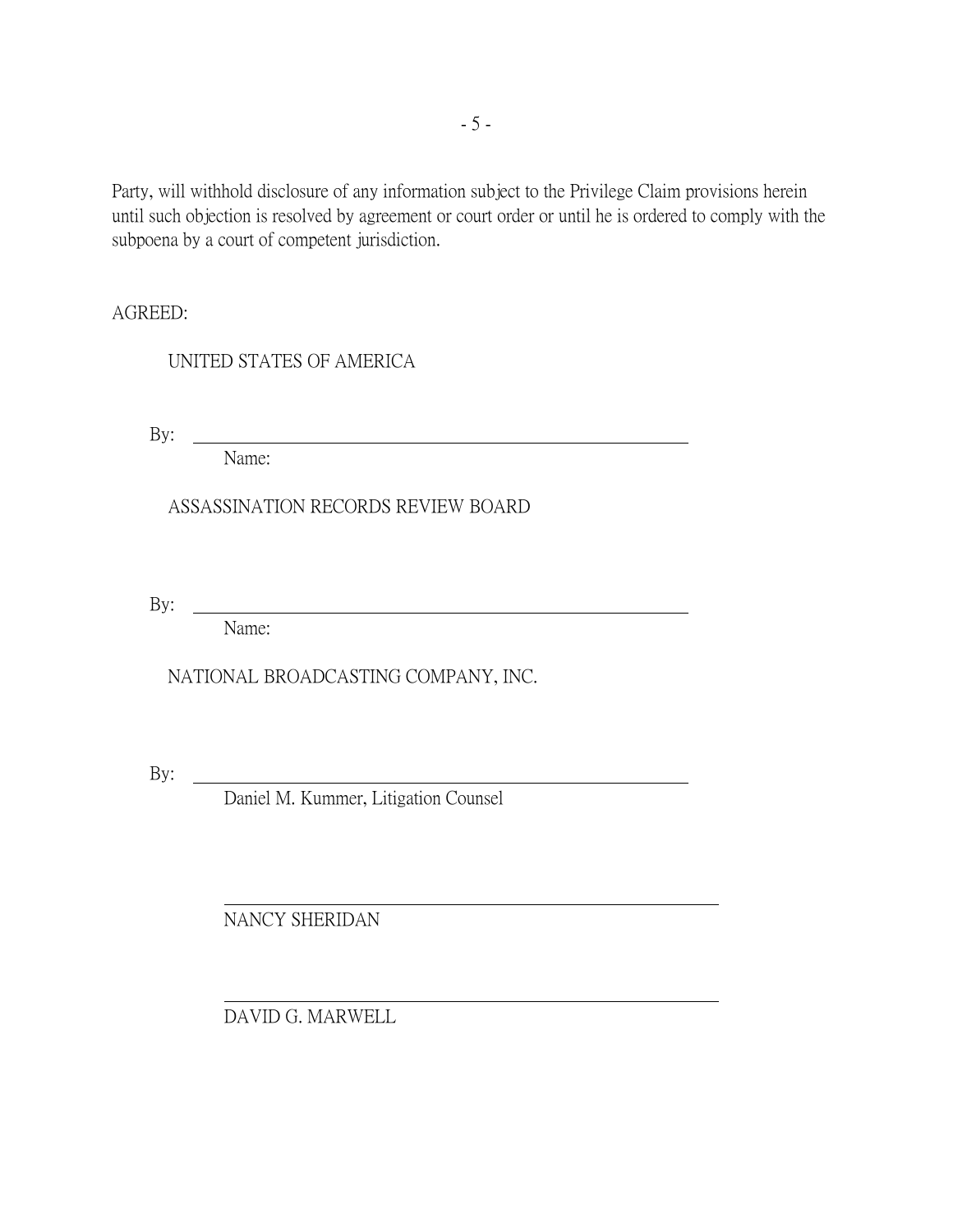Party, will withhold disclosure of any information subject to the Privilege Claim provisions herein until such objection is resolved by agreement or court order or until he is ordered to comply with the subpoena by a court of competent jurisdiction.

AGREED:

UNITED STATES OF AMERICA

By: \_\_\_\_\_\_\_\_\_\_\_\_\_\_\_\_\_\_\_\_\_\_\_\_\_\_\_\_\_\_\_\_\_\_\_\_\_\_\_\_

Name:

ASSASSINATION RECORDS REVIEW BOARD

By: \_\_\_\_\_\_\_\_\_\_\_\_\_\_\_\_\_\_\_\_\_\_\_\_\_\_\_\_\_\_\_\_\_\_\_\_\_\_\_\_

Name:

NATIONAL BROADCASTING COMPANY, INC.

By: \_\_\_\_\_\_\_\_\_\_\_\_\_\_\_\_\_\_\_\_\_\_\_\_\_\_\_\_\_\_\_\_\_\_\_\_\_\_\_\_

Daniel M. Kummer, Litigation Counsel

\_\_\_\_\_\_\_\_\_\_\_\_\_\_\_\_\_\_\_\_\_\_\_\_\_\_\_\_\_\_\_\_\_\_\_\_\_\_\_\_

NANCY SHERIDAN

\_\_\_\_\_\_\_\_\_\_\_\_\_\_\_\_\_\_\_\_\_\_\_\_\_\_\_\_\_\_\_\_\_\_\_\_\_\_\_\_

DAVID G. MARWELL